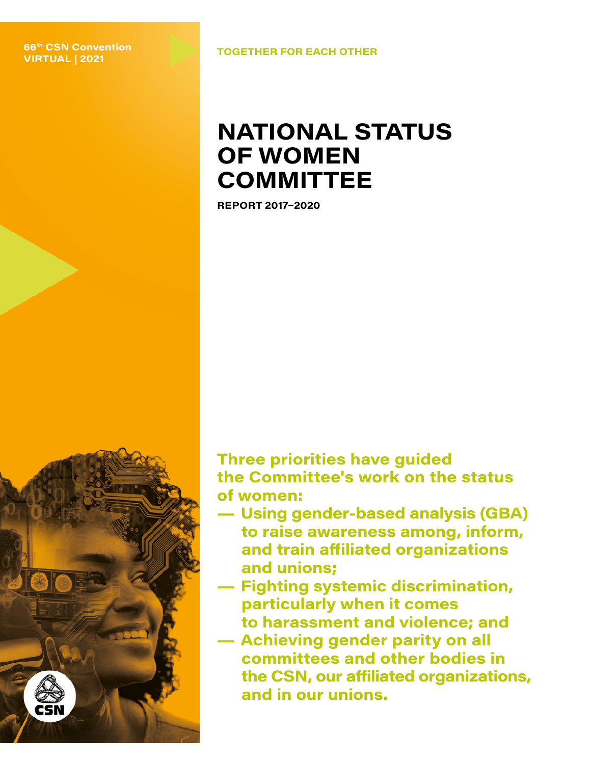66[th] CSN Convention
VIRTUAL | 2021

TOGETHER FOR EACH OTHER

# NATIONAL STATUS OF WOMEN COMMITTEE

**REPORT 2017–2020**

**Three priorities have guided the Committee's work on the status of women:**

- **Using gender-based analysis (GBA) to raise awareness among, inform, and train affiliated organizations and unions;**
- **Fighting systemic discrimination, particularly when it comes to harassment and violence; and**
- **Achieving gender parity on all committees and other bodies in the CSN, our affiliated organizations, and in our unions.**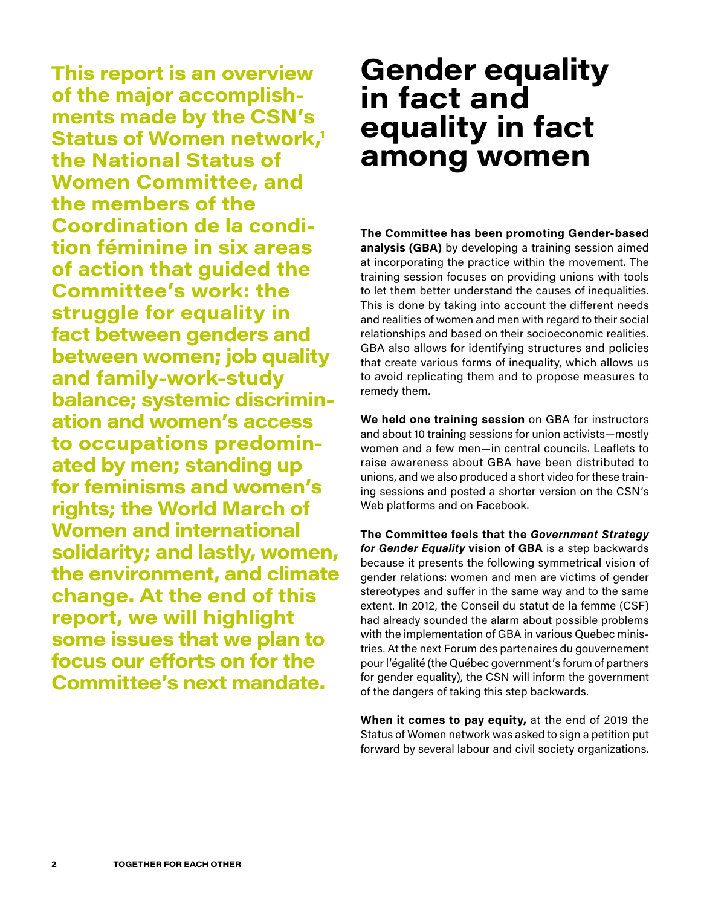**This report is an overview of the major accomplishments made by the CSN's Status of Women network,[1] the National Status of Women Committee, and the members of the Coordination de la condition féminine in six areas of action that guided the Committee's work: the struggle for equality in fact between genders and between women; job quality and family-work-study balance; systemic discrimination and women's access to occupations predominated by men; standing up for feminisms and women's rights; the World March of Women and international solidarity; and lastly, women, the environment, and climate change. At the end of this report, we will highlight some issues that we plan to focus our efforts on for the Committee's next mandate.**

# Gender equality in fact and equality in fact among women

**The Committee has been promoting Gender-based analysis (GBA)** by developing a training session aimed at incorporating the practice within the movement. The training session focuses on providing unions with tools to let them better understand the causes of inequalities. This is done by taking into account the different needs and realities of women and men with regard to their social relationships and based on their socioeconomic realities. GBA also allows for identifying structures and policies that create various forms of inequality, which allows us to avoid replicating them and to propose measures to remedy them.

**We held one training session** on GBA for instructors and about 10 training sessions for union activists—mostly women and a few men—in central councils. Leaflets to raise awareness about GBA have been distributed to unions, and we also produced a short video for these training sessions and posted a shorter version on the CSN's Web platforms and on Facebook.

**The Committee feels that the *Government Strategy for Gender Equality* vision of GBA** is a step backwards because it presents the following symmetrical vision of gender relations: women and men are victims of gender stereotypes and suffer in the same way and to the same extent. In 2012, the Conseil du statut de la femme (CSF) had already sounded the alarm about possible problems with the implementation of GBA in various Quebec ministries. At the next Forum des partenaires du gouvernement pour l'égalité (the Québec government's forum of partners for gender equality), the CSN will inform the government of the dangers of taking this step backwards.

**When it comes to pay equity,** at the end of 2019 the Status of Women network was asked to sign a petition put forward by several labour and civil society organizations.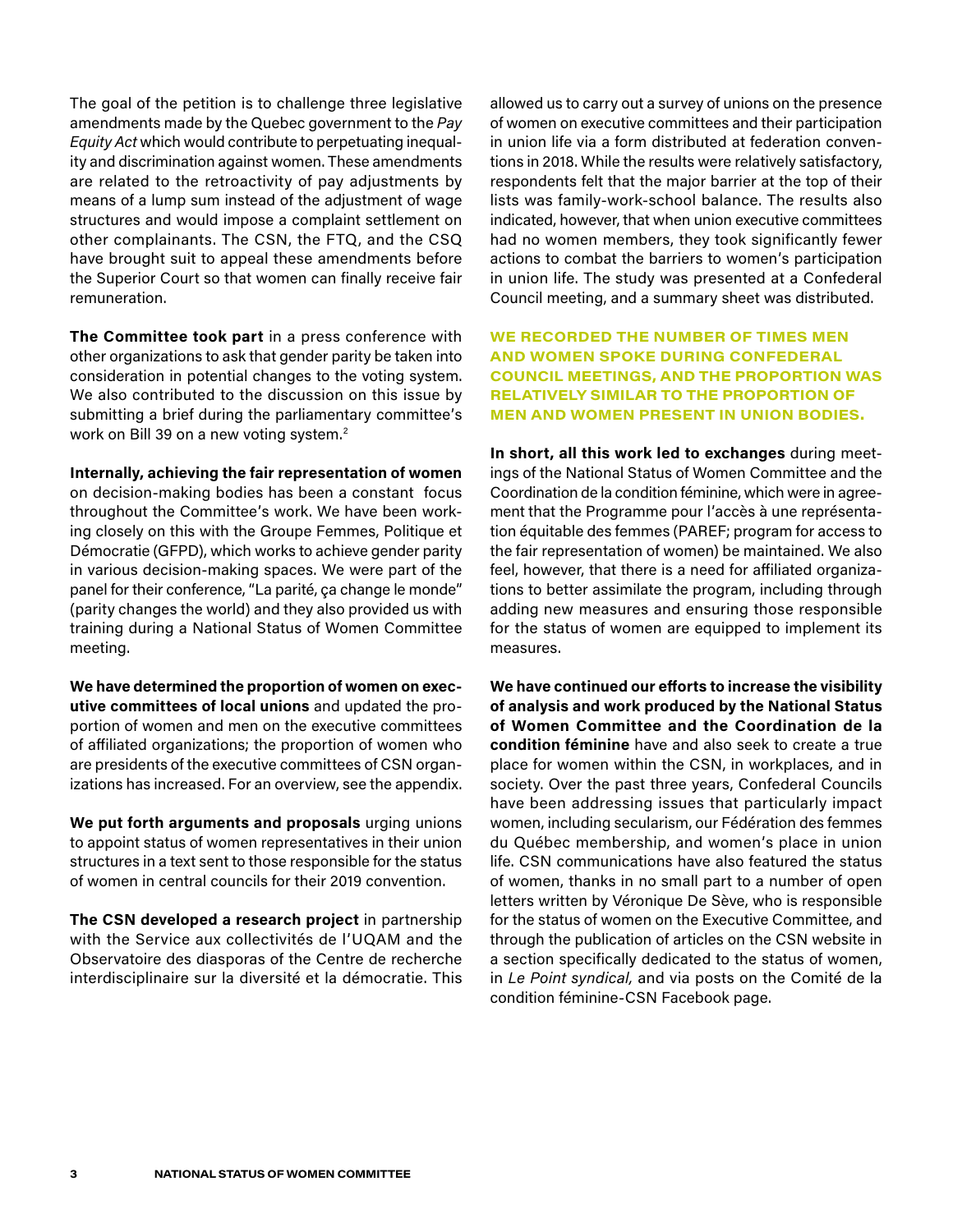The goal of the petition is to challenge three legislative amendments made by the Quebec government to the *Pay Equity Act* which would contribute to perpetuating inequality and discrimination against women. These amendments are related to the retroactivity of pay adjustments by means of a lump sum instead of the adjustment of wage structures and would impose a complaint settlement on other complainants. The CSN, the FTQ, and the CSQ have brought suit to appeal these amendments before the Superior Court so that women can finally receive fair remuneration.

**The Committee took part** in a press conference with other organizations to ask that gender parity be taken into consideration in potential changes to the voting system. We also contributed to the discussion on this issue by submitting a brief during the parliamentary committee's work on Bill 39 on a new voting system.[2]

**Internally, achieving the fair representation of women** on decision-making bodies has been a constant focus throughout the Committee's work. We have been working closely on this with the Groupe Femmes, Politique et Démocratie (GFPD), which works to achieve gender parity in various decision-making spaces. We were part of the panel for their conference, "La parité, ça change le monde" (parity changes the world) and they also provided us with training during a National Status of Women Committee meeting.

**We have determined the proportion of women on executive committees of local unions** and updated the proportion of women and men on the executive committees of affiliated organizations; the proportion of women who are presidents of the executive committees of CSN organizations has increased. For an overview, see the appendix.

**We put forth arguments and proposals** urging unions to appoint status of women representatives in their union structures in a text sent to those responsible for the status of women in central councils for their 2019 convention.

**The CSN developed a research project** in partnership with the Service aux collectivités de l'UQAM and the Observatoire des diasporas of the Centre de recherche interdisciplinaire sur la diversité et la démocratie. This allowed us to carry out a survey of unions on the presence of women on executive committees and their participation in union life via a form distributed at federation conventions in 2018. While the results were relatively satisfactory, respondents felt that the major barrier at the top of their lists was family-work-school balance. The results also indicated, however, that when union executive committees had no women members, they took significantly fewer actions to combat the barriers to women's participation in union life. The study was presented at a Confederal Council meeting, and a summary sheet was distributed.

**WE RECORDED THE NUMBER OF TIMES MEN AND WOMEN SPOKE DURING CONFEDERAL COUNCIL MEETINGS, AND THE PROPORTION WAS RELATIVELY SIMILAR TO THE PROPORTION OF MEN AND WOMEN PRESENT IN UNION BODIES.**

**In short, all this work led to exchanges** during meetings of the National Status of Women Committee and the Coordination de la condition féminine, which were in agreement that the Programme pour l'accès à une représentation équitable des femmes (PAREF; program for access to the fair representation of women) be maintained. We also feel, however, that there is a need for affiliated organizations to better assimilate the program, including through adding new measures and ensuring those responsible for the status of women are equipped to implement its measures.

**We have continued our efforts to increase the visibility of analysis and work produced by the National Status of Women Committee and the Coordination de la condition féminine** have and also seek to create a true place for women within the CSN, in workplaces, and in society. Over the past three years, Confederal Councils have been addressing issues that particularly impact women, including secularism, our Fédération des femmes du Québec membership, and women's place in union life. CSN communications have also featured the status of women, thanks in no small part to a number of open letters written by Véronique De Sève, who is responsible for the status of women on the Executive Committee, and through the publication of articles on the CSN website in a section specifically dedicated to the status of women, in *Le Point syndical,* and via posts on the Comité de la condition féminine-CSN Facebook page.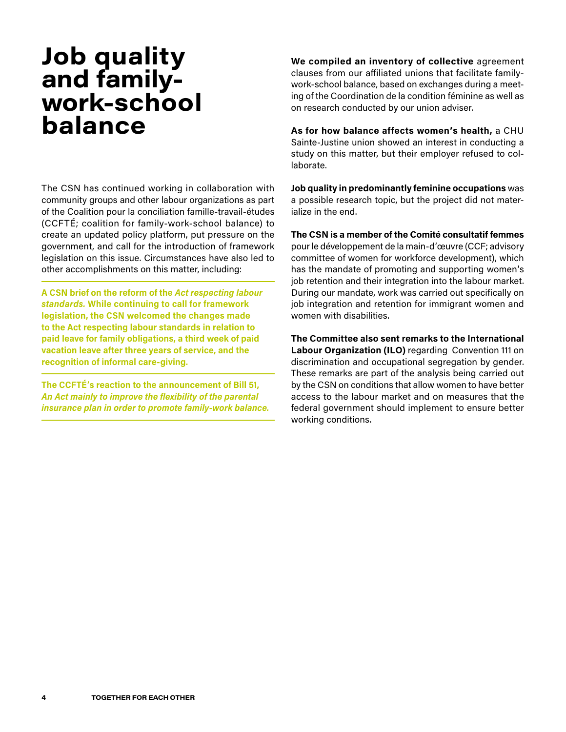# Job quality and family-work-school balance

The CSN has continued working in collaboration with community groups and other labour organizations as part of the Coalition pour la conciliation famille-travail-études (CCFTÉ; coalition for family-work-school balance) to create an updated policy platform, put pressure on the government, and call for the introduction of framework legislation on this issue. Circumstances have also led to other accomplishments on this matter, including:

**A CSN brief on the reform of the *Act respecting labour standards*. While continuing to call for framework legislation, the CSN welcomed the changes made to the Act respecting labour standards in relation to paid leave for family obligations, a third week of paid vacation leave after three years of service, and the recognition of informal care-giving.**

**The CCFTÉ's reaction to the announcement of Bill 51, *An Act mainly to improve the flexibility of the parental insurance plan in order to promote family-work balance.***

**We compiled an inventory of collective** agreement clauses from our affiliated unions that facilitate family-work-school balance, based on exchanges during a meeting of the Coordination de la condition féminine as well as on research conducted by our union adviser.

**As for how balance affects women's health,** a CHU Sainte-Justine union showed an interest in conducting a study on this matter, but their employer refused to collaborate.

**Job quality in predominantly feminine occupations** was a possible research topic, but the project did not materialize in the end.

**The CSN is a member of the Comité consultatif femmes** pour le développement de la main-d'œuvre (CCF; advisory committee of women for workforce development), which has the mandate of promoting and supporting women's job retention and their integration into the labour market. During our mandate, work was carried out specifically on job integration and retention for immigrant women and women with disabilities.

**The Committee also sent remarks to the International Labour Organization (ILO)** regarding Convention 111 on discrimination and occupational segregation by gender. These remarks are part of the analysis being carried out by the CSN on conditions that allow women to have better access to the labour market and on measures that the federal government should implement to ensure better working conditions.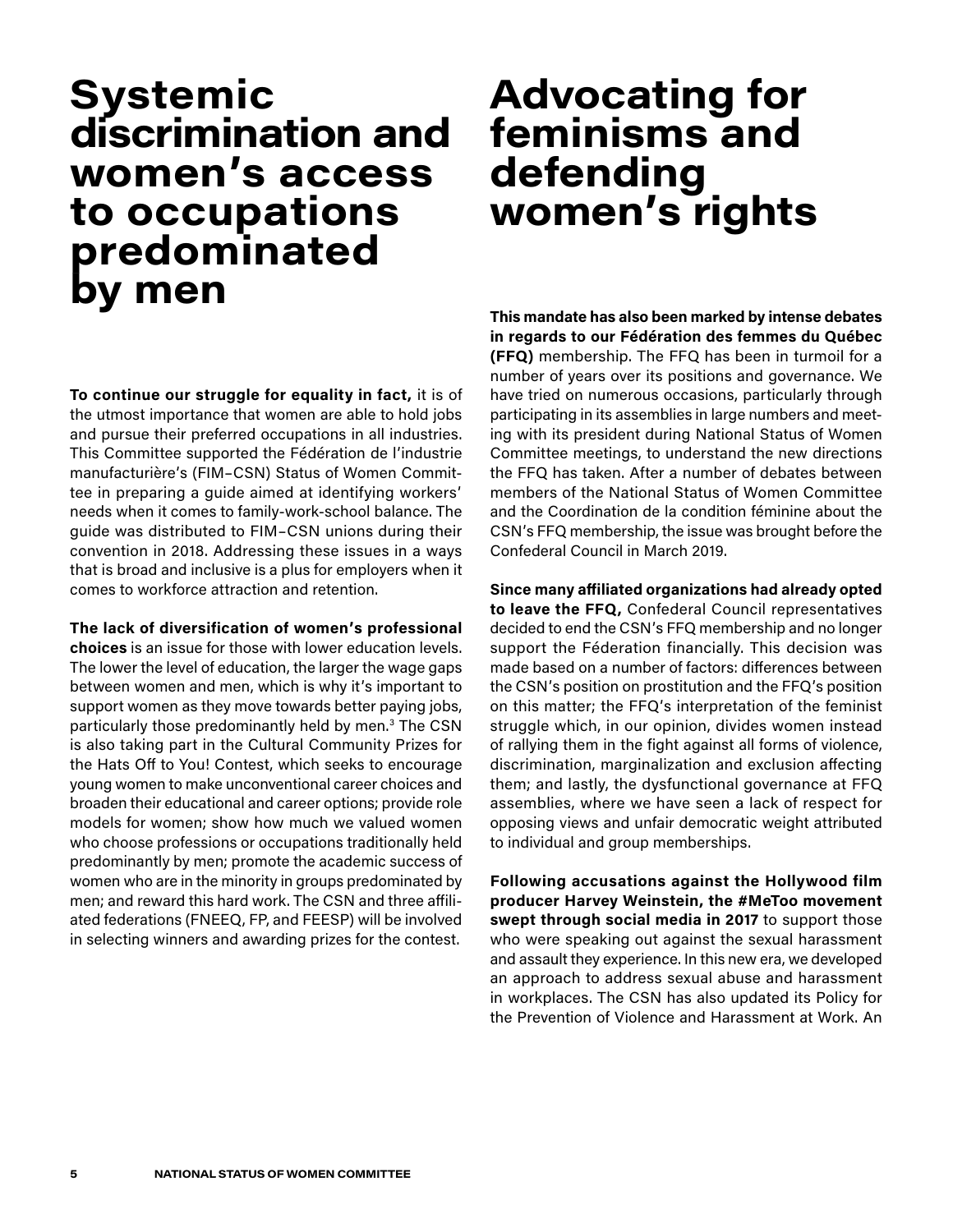# Systemic discrimination and women's access to occupations predominated by men

**To continue our struggle for equality in fact,** it is of the utmost importance that women are able to hold jobs and pursue their preferred occupations in all industries. This Committee supported the Fédération de l'industrie manufacturière's (FIM–CSN) Status of Women Committee in preparing a guide aimed at identifying workers' needs when it comes to family-work-school balance. The guide was distributed to FIM–CSN unions during their convention in 2018. Addressing these issues in a ways that is broad and inclusive is a plus for employers when it comes to workforce attraction and retention.

**The lack of diversification of women's professional choices** is an issue for those with lower education levels. The lower the level of education, the larger the wage gaps between women and men, which is why it's important to support women as they move towards better paying jobs, particularly those predominantly held by men.[3] The CSN is also taking part in the Cultural Community Prizes for the Hats Off to You! Contest, which seeks to encourage young women to make unconventional career choices and broaden their educational and career options; provide role models for women; show how much we valued women who choose professions or occupations traditionally held predominantly by men; promote the academic success of women who are in the minority in groups predominated by men; and reward this hard work. The CSN and three affiliated federations (FNEEQ, FP, and FEESP) will be involved in selecting winners and awarding prizes for the contest.

# Advocating for feminisms and defending women's rights

**This mandate has also been marked by intense debates in regards to our Fédération des femmes du Québec (FFQ)** membership. The FFQ has been in turmoil for a number of years over its positions and governance. We have tried on numerous occasions, particularly through participating in its assemblies in large numbers and meeting with its president during National Status of Women Committee meetings, to understand the new directions the FFQ has taken. After a number of debates between members of the National Status of Women Committee and the Coordination de la condition féminine about the CSN's FFQ membership, the issue was brought before the Confederal Council in March 2019.

**Since many affiliated organizations had already opted to leave the FFQ,** Confederal Council representatives decided to end the CSN's FFQ membership and no longer support the Féderation financially. This decision was made based on a number of factors: differences between the CSN's position on prostitution and the FFQ's position on this matter; the FFQ's interpretation of the feminist struggle which, in our opinion, divides women instead of rallying them in the fight against all forms of violence, discrimination, marginalization and exclusion affecting them; and lastly, the dysfunctional governance at FFQ assemblies, where we have seen a lack of respect for opposing views and unfair democratic weight attributed to individual and group memberships.

**Following accusations against the Hollywood film producer Harvey Weinstein, the #MeToo movement swept through social media in 2017** to support those who were speaking out against the sexual harassment and assault they experience. In this new era, we developed an approach to address sexual abuse and harassment in workplaces. The CSN has also updated its Policy for the Prevention of Violence and Harassment at Work. An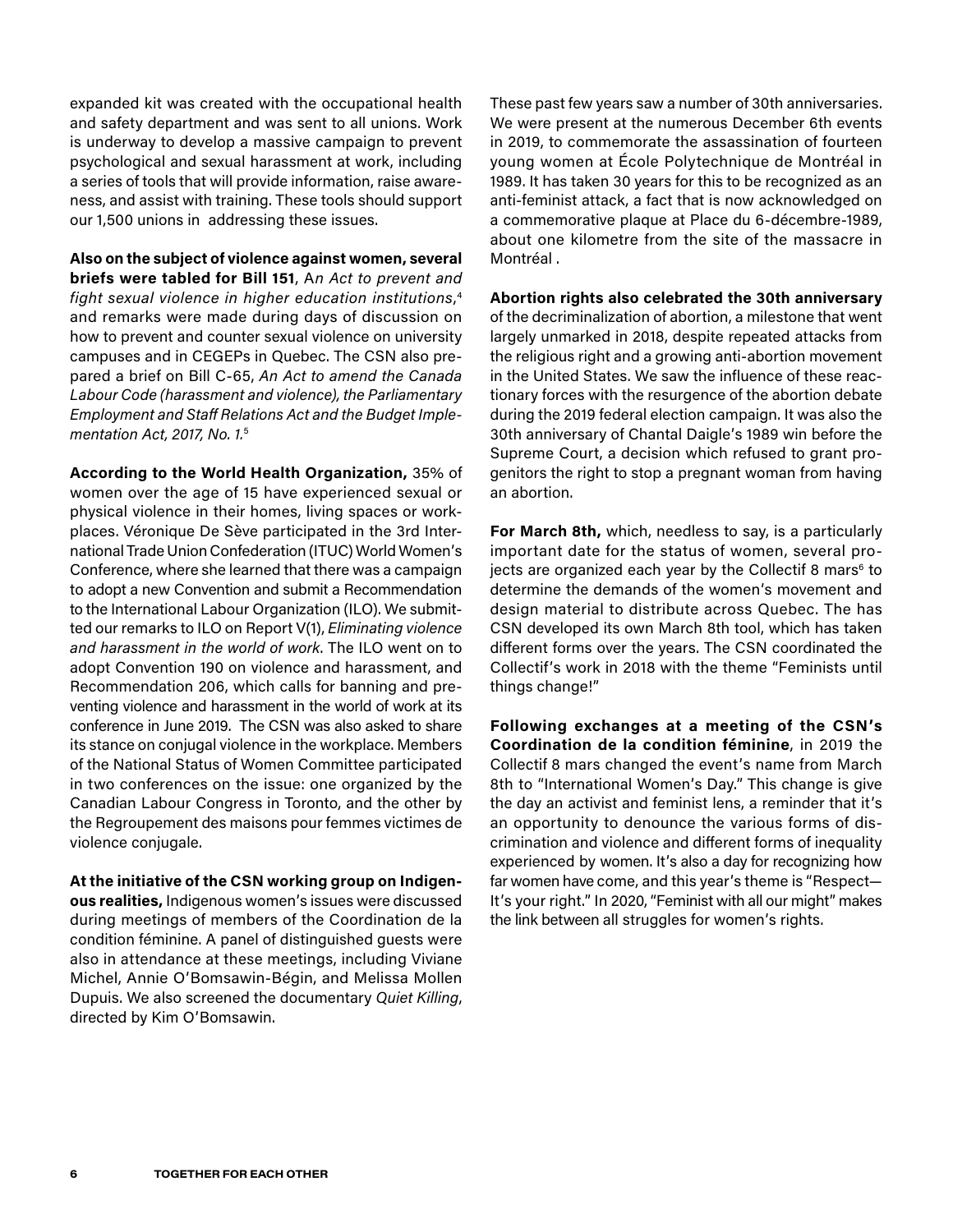expanded kit was created with the occupational health and safety department and was sent to all unions. Work is underway to develop a massive campaign to prevent psychological and sexual harassment at work, including a series of tools that will provide information, raise awareness, and assist with training. These tools should support our 1,500 unions in addressing these issues.

**Also on the subject of violence against women, several briefs were tabled for Bill 151**, A*n Act to prevent and fight sexual violence in higher education institutions*,[4] and remarks were made during days of discussion on how to prevent and counter sexual violence on university campuses and in CEGEPs in Quebec. The CSN also prepared a brief on Bill C-65, *An Act to amend the Canada Labour Code (harassment and violence), the Parliamentary Employment and Staff Relations Act and the Budget Implementation Act, 2017, No. 1.*[5]

**According to the World Health Organization,** 35% of women over the age of 15 have experienced sexual or physical violence in their homes, living spaces or workplaces. Véronique De Sève participated in the 3rd International Trade Union Confederation (ITUC) World Women's Conference, where she learned that there was a campaign to adopt a new Convention and submit a Recommendation to the International Labour Organization (ILO). We submitted our remarks to ILO on Report V(1), *Eliminating violence and harassment in the world of work*. The ILO went on to adopt Convention 190 on violence and harassment, and Recommendation 206, which calls for banning and preventing violence and harassment in the world of work at its conference in June 2019. The CSN was also asked to share its stance on conjugal violence in the workplace. Members of the National Status of Women Committee participated in two conferences on the issue: one organized by the Canadian Labour Congress in Toronto, and the other by the Regroupement des maisons pour femmes victimes de violence conjugale.

**At the initiative of the CSN working group on Indigenous realities,** Indigenous women's issues were discussed during meetings of members of the Coordination de la condition féminine. A panel of distinguished guests were also in attendance at these meetings, including Viviane Michel, Annie O'Bomsawin-Bégin, and Melissa Mollen Dupuis. We also screened the documentary *Quiet Killing*, directed by Kim O'Bomsawin.

These past few years saw a number of 30th anniversaries. We were present at the numerous December 6th events in 2019, to commemorate the assassination of fourteen young women at École Polytechnique de Montréal in 1989. It has taken 30 years for this to be recognized as an anti-feminist attack, a fact that is now acknowledged on a commemorative plaque at Place du 6-décembre-1989, about one kilometre from the site of the massacre in Montréal .

**Abortion rights also celebrated the 30th anniversary** of the decriminalization of abortion, a milestone that went largely unmarked in 2018, despite repeated attacks from the religious right and a growing anti-abortion movement in the United States. We saw the influence of these reactionary forces with the resurgence of the abortion debate during the 2019 federal election campaign. It was also the 30th anniversary of Chantal Daigle's 1989 win before the Supreme Court, a decision which refused to grant progenitors the right to stop a pregnant woman from having an abortion.

**For March 8th,** which, needless to say, is a particularly important date for the status of women, several projects are organized each year by the Collectif 8 mars[6] to determine the demands of the women's movement and design material to distribute across Quebec. The has CSN developed its own March 8th tool, which has taken different forms over the years. The CSN coordinated the Collectif's work in 2018 with the theme "Feminists until things change!"

**Following exchanges at a meeting of the CSN's Coordination de la condition féminine**, in 2019 the Collectif 8 mars changed the event's name from March 8th to "International Women's Day." This change is give the day an activist and feminist lens, a reminder that it's an opportunity to denounce the various forms of discrimination and violence and different forms of inequality experienced by women. It's also a day for recognizing how far women have come, and this year's theme is "Respect—It's your right." In 2020, "Feminist with all our might" makes the link between all struggles for women's rights.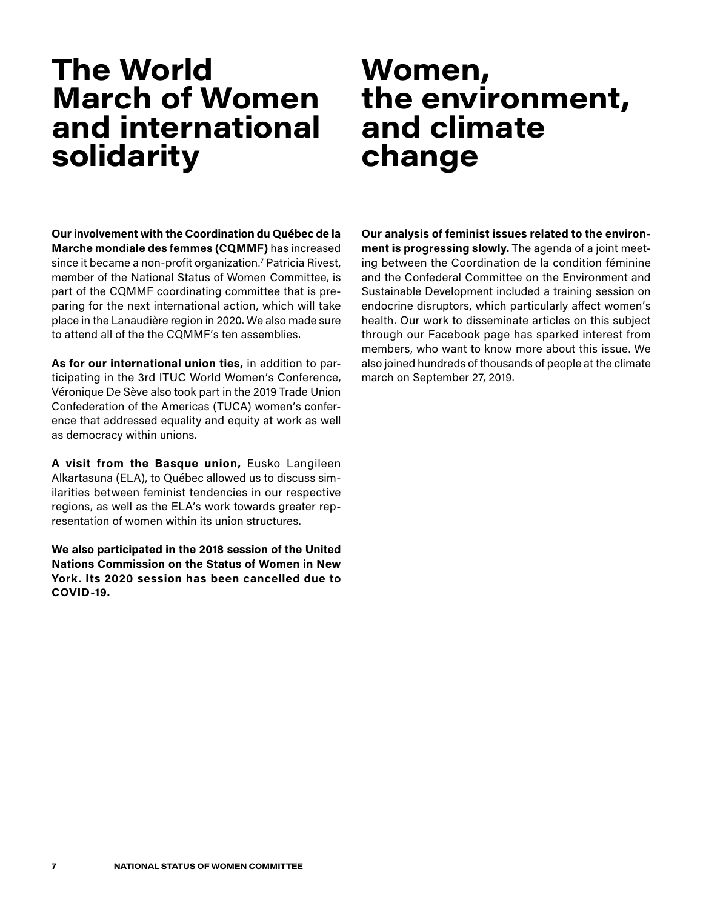# The World March of Women and international solidarity

**Our involvement with the Coordination du Québec de la Marche mondiale des femmes (CQMMF)** has increased since it became a non-profit organization.[7] Patricia Rivest, member of the National Status of Women Committee, is part of the CQMMF coordinating committee that is preparing for the next international action, which will take place in the Lanaudière region in 2020. We also made sure to attend all of the the CQMMF's ten assemblies.

**As for our international union ties,** in addition to participating in the 3rd ITUC World Women's Conference, Véronique De Sève also took part in the 2019 Trade Union Confederation of the Americas (TUCA) women's conference that addressed equality and equity at work as well as democracy within unions.

**A visit from the Basque union,** Eusko Langileen Alkartasuna (ELA), to Québec allowed us to discuss similarities between feminist tendencies in our respective regions, as well as the ELA's work towards greater representation of women within its union structures.

**We also participated in the 2018 session of the United Nations Commission on the Status of Women in New York. Its 2020 session has been cancelled due to COVID-19.**

# Women, the environment, and climate change

**Our analysis of feminist issues related to the environment is progressing slowly.** The agenda of a joint meeting between the Coordination de la condition féminine and the Confederal Committee on the Environment and Sustainable Development included a training session on endocrine disruptors, which particularly affect women's health. Our work to disseminate articles on this subject through our Facebook page has sparked interest from members, who want to know more about this issue. We also joined hundreds of thousands of people at the climate march on September 27, 2019.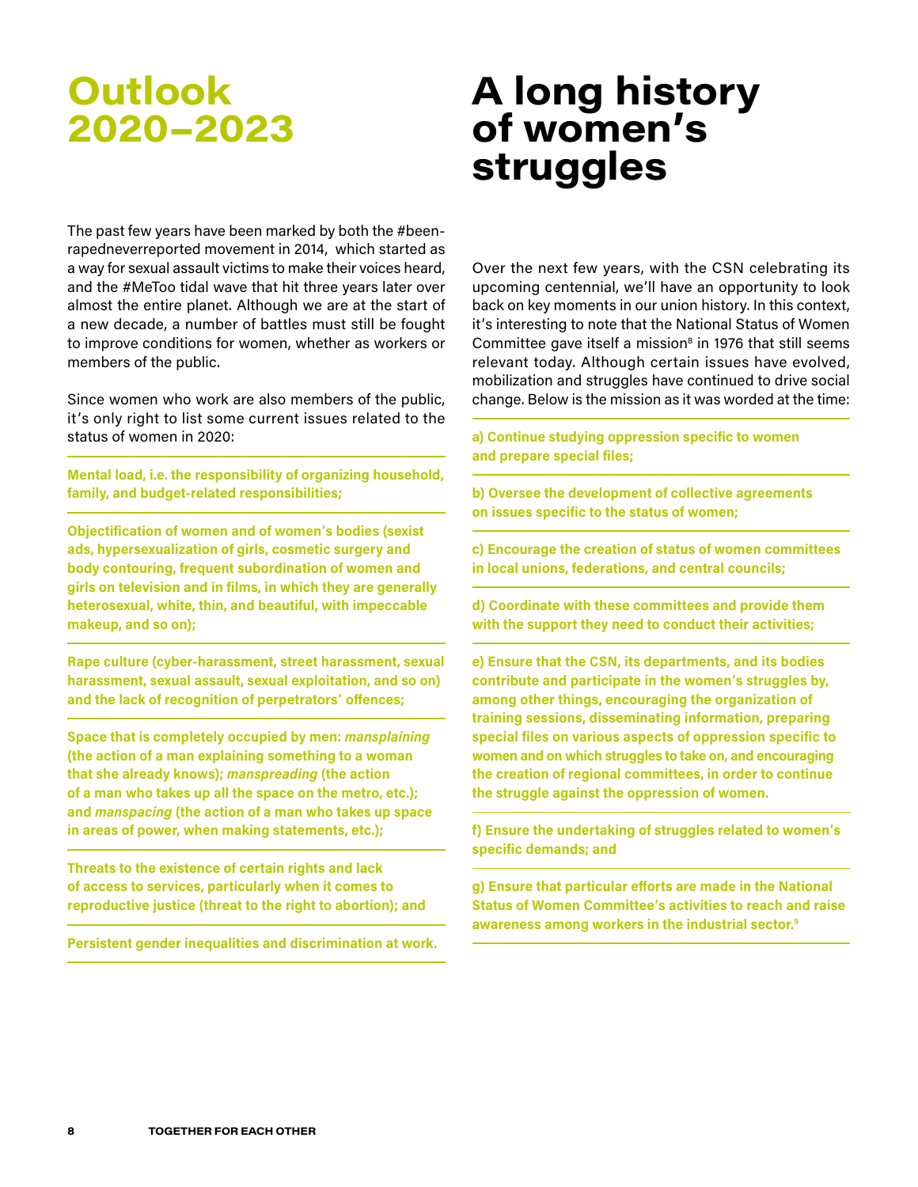# Outlook 2020–2023

The past few years have been marked by both the #beenrapedneverreported movement in 2014, which started as a way for sexual assault victims to make their voices heard, and the #MeToo tidal wave that hit three years later over almost the entire planet. Although we are at the start of a new decade, a number of battles must still be fought to improve conditions for women, whether as workers or members of the public.

Since women who work are also members of the public, it's only right to list some current issues related to the status of women in 2020:

**Mental load, i.e. the responsibility of organizing household, family, and budget-related responsibilities;**

**Objectification of women and of women's bodies (sexist ads, hypersexualization of girls, cosmetic surgery and body contouring, frequent subordination of women and girls on television and in films, in which they are generally heterosexual, white, thin, and beautiful, with impeccable makeup, and so on);**

**Rape culture (cyber-harassment, street harassment, sexual harassment, sexual assault, sexual exploitation, and so on) and the lack of recognition of perpetrators' offences;**

**Space that is completely occupied by men: *mansplaining* (the action of a man explaining something to a woman that she already knows); *manspreading* (the action of a man who takes up all the space on the metro, etc.); and *manspacing* (the action of a man who takes up space in areas of power, when making statements, etc.);**

**Threats to the existence of certain rights and lack of access to services, particularly when it comes to reproductive justice (threat to the right to abortion); and**

**Persistent gender inequalities and discrimination at work.**

# A long history of women's struggles

Over the next few years, with the CSN celebrating its upcoming centennial, we'll have an opportunity to look back on key moments in our union history. In this context, it's interesting to note that the National Status of Women Committee gave itself a mission[8] in 1976 that still seems relevant today. Although certain issues have evolved, mobilization and struggles have continued to drive social change. Below is the mission as it was worded at the time:

**a) Continue studying oppression specific to women and prepare special files;**

**b) Oversee the development of collective agreements on issues specific to the status of women;**

**c) Encourage the creation of status of women committees in local unions, federations, and central councils;**

**d) Coordinate with these committees and provide them with the support they need to conduct their activities;**

**e) Ensure that the CSN, its departments, and its bodies contribute and participate in the women's struggles by, among other things, encouraging the organization of training sessions, disseminating information, preparing special files on various aspects of oppression specific to women and on which struggles to take on, and encouraging the creation of regional committees, in order to continue the struggle against the oppression of women.**

**f) Ensure the undertaking of struggles related to women's specific demands; and**

**g) Ensure that particular efforts are made in the National Status of Women Committee's activities to reach and raise awareness among workers in the industrial sector.[9]**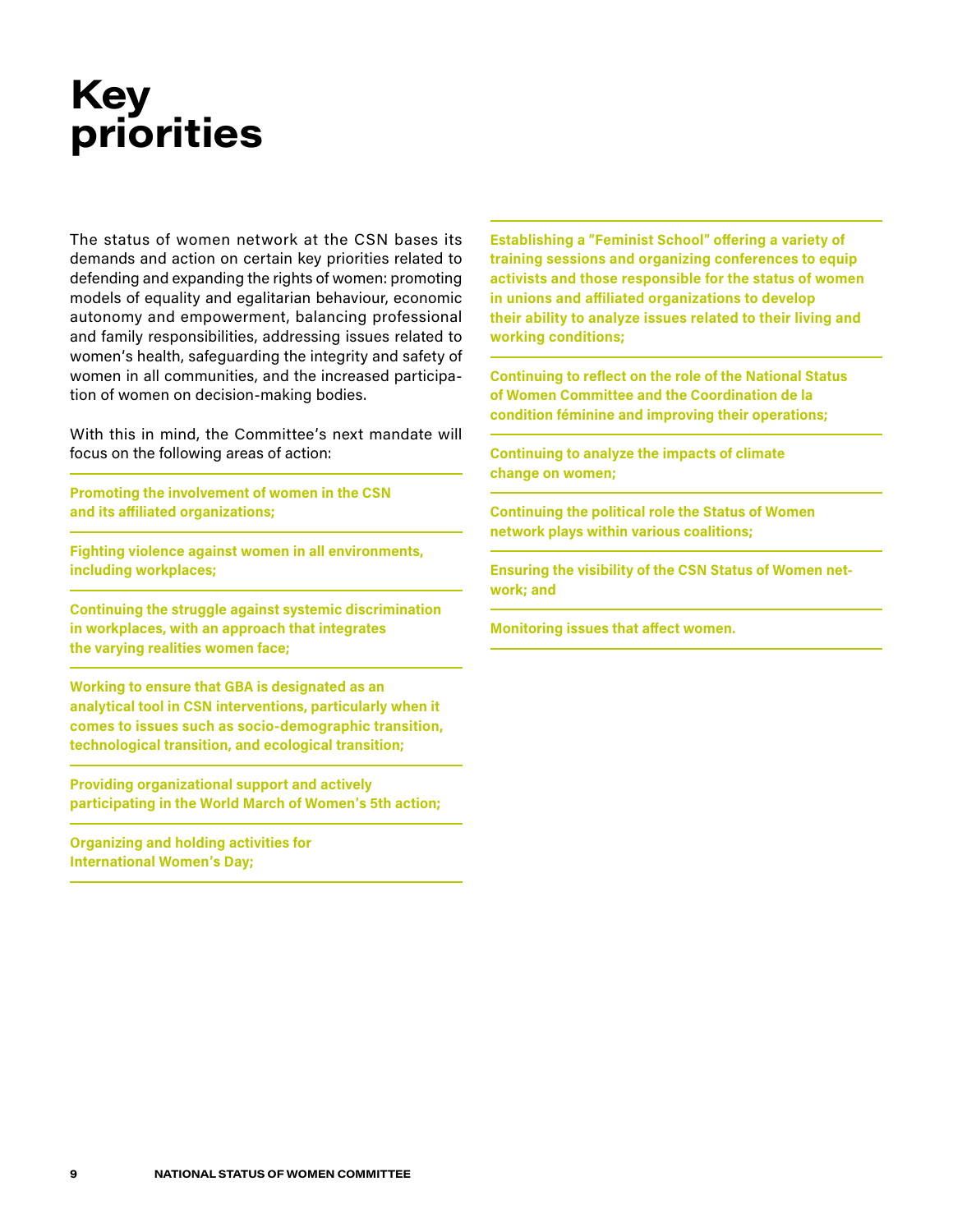# Key priorities

The status of women network at the CSN bases its demands and action on certain key priorities related to defending and expanding the rights of women: promoting models of equality and egalitarian behaviour, economic autonomy and empowerment, balancing professional and family responsibilities, addressing issues related to women's health, safeguarding the integrity and safety of women in all communities, and the increased participation of women on decision-making bodies.

With this in mind, the Committee's next mandate will focus on the following areas of action:

**Promoting the involvement of women in the CSN and its affiliated organizations;**

**Fighting violence against women in all environments, including workplaces;**

**Continuing the struggle against systemic discrimination in workplaces, with an approach that integrates the varying realities women face;**

**Working to ensure that GBA is designated as an analytical tool in CSN interventions, particularly when it comes to issues such as socio-demographic transition, technological transition, and ecological transition;**

**Providing organizational support and actively participating in the World March of Women's 5th action;**

**Organizing and holding activities for International Women's Day;**

**Establishing a "Feminist School" offering a variety of training sessions and organizing conferences to equip activists and those responsible for the status of women in unions and affiliated organizations to develop their ability to analyze issues related to their living and working conditions;**

**Continuing to reflect on the role of the National Status of Women Committee and the Coordination de la condition féminine and improving their operations;**

**Continuing to analyze the impacts of climate change on women;**

**Continuing the political role the Status of Women network plays within various coalitions;**

**Ensuring the visibility of the CSN Status of Women network; and**

**Monitoring issues that affect women.**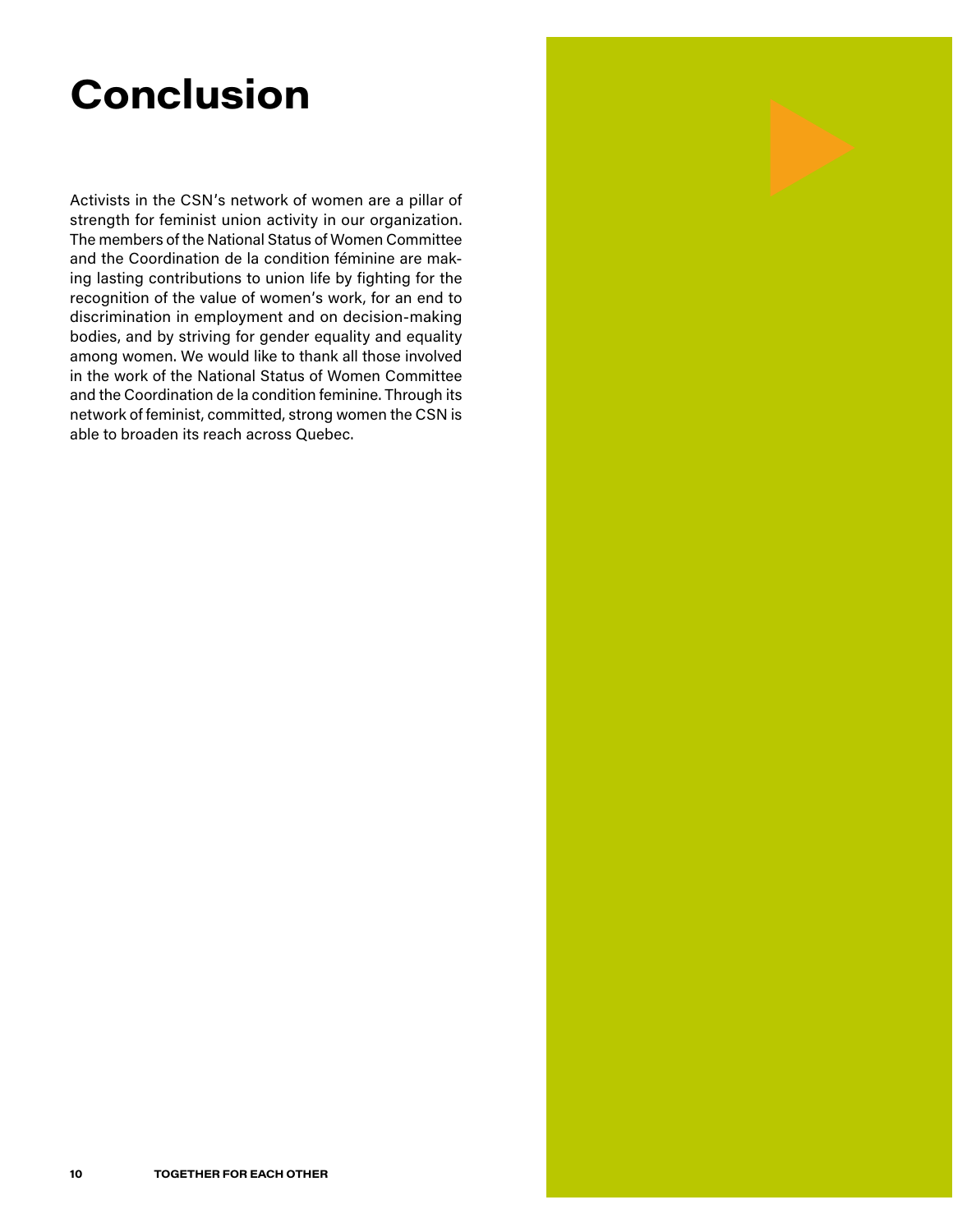# Conclusion

Activists in the CSN's network of women are a pillar of strength for feminist union activity in our organization. The members of the National Status of Women Committee and the Coordination de la condition féminine are making lasting contributions to union life by fighting for the recognition of the value of women's work, for an end to discrimination in employment and on decision-making bodies, and by striving for gender equality and equality among women. We would like to thank all those involved in the work of the National Status of Women Committee and the Coordination de la condition feminine. Through its network of feminist, committed, strong women the CSN is able to broaden its reach across Quebec.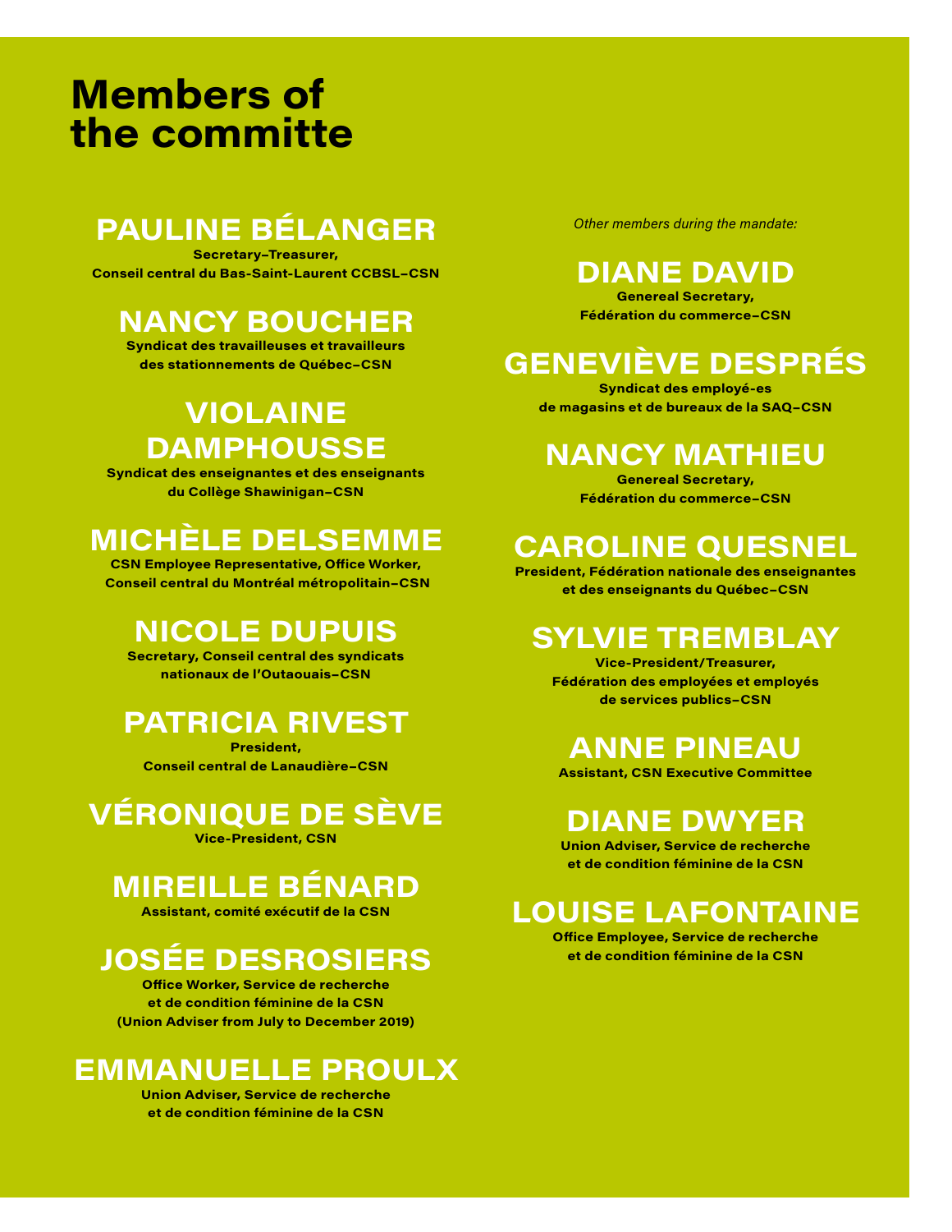# Members of the committe

### PAULINE BÉLANGER

**Secretary–Treasurer, Conseil central du Bas-Saint-Laurent CCBSL–CSN**

### NANCY BOUCHER

**Syndicat des travailleuses et travailleurs des stationnements de Québec–CSN**

### VIOLAINE DAMPHOUSSE

**Syndicat des enseignantes et des enseignants du Collège Shawinigan–CSN**

### MICHÈLE DELSEMME

**CSN Employee Representative, Office Worker, Conseil central du Montréal métropolitain–CSN**

### NICOLE DUPUIS

**Secretary, Conseil central des syndicats nationaux de l'Outaouais–CSN**

### PATRICIA RIVEST

**President, Conseil central de Lanaudière–CSN**

### VÉRONIQUE DE SÈVE

**Vice-President, CSN**

### MIREILLE BÉNARD

**Assistant, comité exécutif de la CSN**

### JOSÉE DESROSIERS

**Office Worker, Service de recherche et de condition féminine de la CSN (Union Adviser from July to December 2019)**

### EMMANUELLE PROULX

**Union Adviser, Service de recherche et de condition féminine de la CSN**

*Other members during the mandate:*

### DIANE DAVID

**Genereal Secretary, Fédération du commerce–CSN**

### GENEVIÈVE DESPRÉS

**Syndicat des employé-es de magasins et de bureaux de la SAQ–CSN**

### NANCY MATHIEU

**Genereal Secretary, Fédération du commerce–CSN**

### CAROLINE QUESNEL

**President, Fédération nationale des enseignantes et des enseignants du Québec–CSN**

### SYLVIE TREMBLAY

**Vice-President/Treasurer, Fédération des employées et employés de services publics–CSN**

### ANNE PINEAU

**Assistant, CSN Executive Committee**

### DIANE DWYER

**Union Adviser, Service de recherche et de condition féminine de la CSN**

### LOUISE LAFONTAINE

**Office Employee, Service de recherche et de condition féminine de la CSN**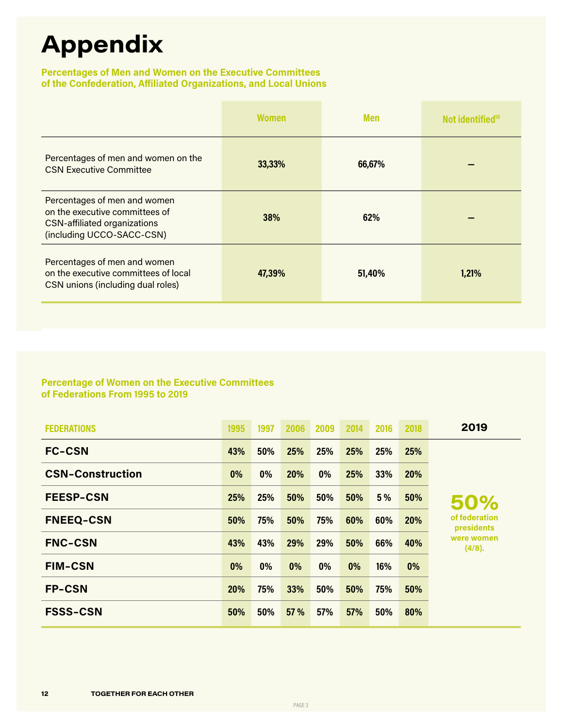# Appendix

## Percentages of Men and Women on the Executive Committees of the Confederation, Affiliated Organizations, and Local Unions

| | Women | Men | Not identified[10] |
|---|---|---|---|
| Percentages of men and women on the CSN Executive Committee | 33,33% | 66,67% | – |
| Percentages of men and women on the executive committees of CSN-affiliated organizations (including UCCO-SACC-CSN) | 38% | 62% | – |
| Percentages of men and women on the executive committees of local CSN unions (including dual roles) | 47,39% | 51,40% | 1,21% |

## Percentage of Women on the Executive Committees of Federations From 1995 to 2019

| FEDERATIONS | 1995 | 1997 | 2006 | 2009 | 2014 | 2016 | 2018 | 2019 |
|---|---|---|---|---|---|---|---|---|
| FC-CSN | 43% | 50% | 25% | 25% | 25% | 25% | 25% | |
| CSN-Construction | 0% | 0% | 20% | 0% | 25% | 33% | 20% | |
| FEESP-CSN | 25% | 25% | 50% | 50% | 50% | 5 % | 50% | **50%** of federation presidents were women (4/8). |
| FNEEQ-CSN | 50% | 75% | 50% | 75% | 60% | 60% | 20% | |
| FNC-CSN | 43% | 43% | 29% | 29% | 50% | 66% | 40% | |
| FIM-CSN | 0% | 0% | 0% | 0% | 0% | 16% | 0% | |
| FP-CSN | 20% | 75% | 33% | 50% | 50% | 75% | 50% | |
| FSSS-CSN | 50% | 50% | 57 % | 57% | 57% | 50% | 80% | |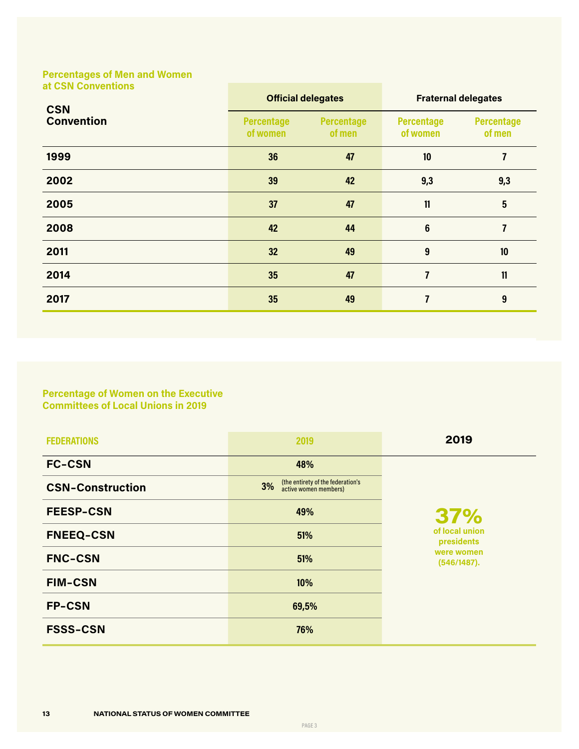### Percentages of Men and Women at CSN Conventions

| CSN Convention | Official delegates | | Fraternal delegates | |
|---|---|---|---|---|
| | Percentage of women | Percentage of men | Percentage of women | Percentage of men |
| 1999 | 36 | 47 | 10 | 7 |
| 2002 | 39 | 42 | 9,3 | 9,3 |
| 2005 | 37 | 47 | 11 | 5 |
| 2008 | 42 | 44 | 6 | 7 |
| 2011 | 32 | 49 | 9 | 10 |
| 2014 | 35 | 47 | 7 | 11 |
| 2017 | 35 | 49 | 7 | 9 |

### Percentage of Women on the Executive Committees of Local Unions in 2019

| FEDERATIONS | 2019 | 2019 |
|---|---|---|
| FC-CSN | 48% | **37%** of local union presidents were women (546/1487). |
| CSN-Construction | 3% (the entirety of the federation's active women members) | |
| FEESP-CSN | 49% | |
| FNEEQ-CSN | 51% | |
| FNC-CSN | 51% | |
| FIM-CSN | 10% | |
| FP-CSN | 69,5% | |
| FSSS-CSN | 76% | |

NATIONAL STATUS OF WOMEN COMMITTEE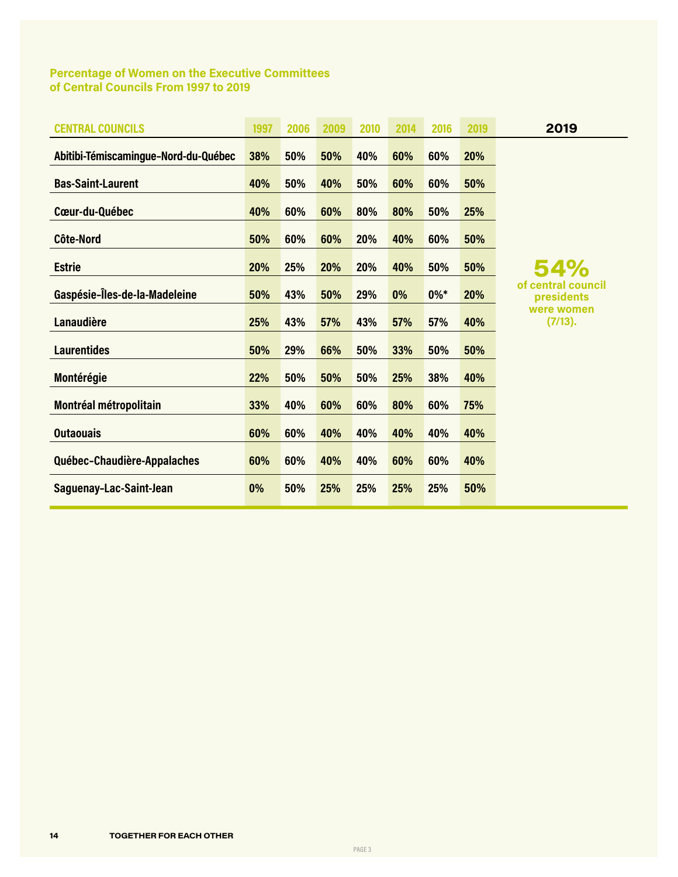## Percentage of Women on the Executive Committees of Central Councils From 1997 to 2019

| CENTRAL COUNCILS | 1997 | 2006 | 2009 | 2010 | 2014 | 2016 | 2019 |
|---|---|---|---|---|---|---|---|
| Abitibi-Témiscamingue–Nord-du-Québec | 38% | 50% | 50% | 40% | 60% | 60% | 20% |
| Bas-Saint-Laurent | 40% | 50% | 40% | 50% | 60% | 60% | 50% |
| Cœur-du-Québec | 40% | 60% | 60% | 80% | 80% | 50% | 25% |
| Côte-Nord | 50% | 60% | 60% | 20% | 40% | 60% | 50% |
| Estrie | 20% | 25% | 20% | 20% | 40% | 50% | 50% |
| Gaspésie–Îles-de-la-Madeleine | 50% | 43% | 50% | 29% | 0% | 0%* | 20% |
| Lanaudière | 25% | 43% | 57% | 43% | 57% | 57% | 40% |
| Laurentides | 50% | 29% | 66% | 50% | 33% | 50% | 50% |
| Montérégie | 22% | 50% | 50% | 50% | 25% | 38% | 40% |
| Montréal métropolitain | 33% | 40% | 60% | 60% | 80% | 60% | 75% |
| Outaouais | 60% | 60% | 40% | 40% | 40% | 40% | 40% |
| Québec–Chaudière-Appalaches | 60% | 60% | 40% | 40% | 60% | 60% | 40% |
| Saguenay–Lac-Saint-Jean | 0% | 50% | 25% | 25% | 25% | 25% | 50% |

**2019**

**54%** of central council presidents were women (7/13).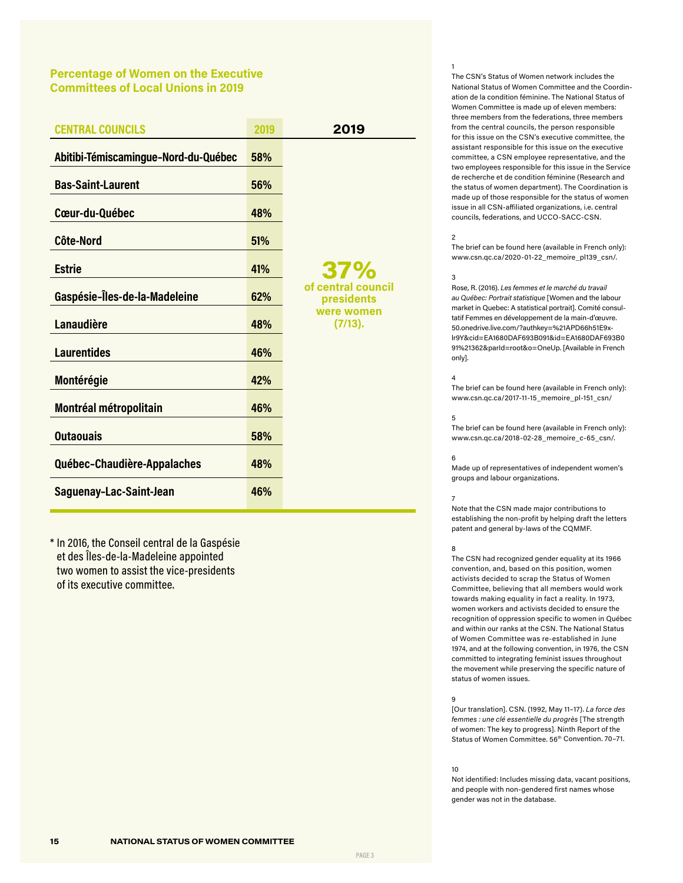## Percentage of Women on the Executive Committees of Local Unions in 2019

| CENTRAL COUNCILS | 2019 | 2019 |
| --- | --- | --- |
| Abitibi-Témiscamingue-Nord-du-Québec | 58% | |
| Bas-Saint-Laurent | 56% | |
| Cœur-du-Québec | 48% | |
| Côte-Nord | 51% | |
| Estrie | 41% | |
| Gaspésie-Îles-de-la-Madeleine | 62% | **37%** of central council presidents were women (7/13). |
| Lanaudière | 48% | |
| Laurentides | 46% | |
| Montérégie | 42% | |
| Montréal métropolitain | 46% | |
| Outaouais | 58% | |
| Québec-Chaudière-Appalaches | 48% | |
| Saguenay-Lac-Saint-Jean | 46% | |

* In 2016, the Conseil central de la Gaspésie et des Îles-de-la-Madeleine appointed two women to assist the vice-presidents of its executive committee.

1
The CSN's Status of Women network includes the National Status of Women Committee and the Coordination de la condition féminine. The National Status of Women Committee is made up of eleven members: three members from the federations, three members from the central councils, the person responsible for this issue on the CSN's executive committee, the assistant responsible for this issue on the executive committee, a CSN employee representative, and the two employees responsible for this issue in the Service de recherche et de condition féminine (Research and the status of women department). The Coordination is made up of those responsible for the status of women issue in all CSN-affiliated organizations, i.e. central councils, federations, and UCCO-SACC-CSN.

2
The brief can be found here (available in French only): www.csn.qc.ca/2020-01-22_memoire_pl139_csn/.

3
Rose, R. (2016). *Les femmes et le marché du travail au Québec: Portrait statistique* [Women and the labour market in Quebec: A statistical portrait]. Comité consultatif Femmes en développement de la main-d'œuvre. 50.onedrive.live.com/?authkey=%21APD66h51E9x-lr9Y&cid=EA1680DAF693B091&id=EA1680DAF693B091%21362&parId=root&o=OneUp. [Available in French only].

4
The brief can be found here (available in French only): www.csn.qc.ca/2017-11-15_memoire_pl-151_csn/

5
The brief can be found here (available in French only): www.csn.qc.ca/2018-02-28_memoire_c-65_csn/.

6
Made up of representatives of independent women's groups and labour organizations.

7
Note that the CSN made major contributions to establishing the non-profit by helping draft the letters patent and general by-laws of the CQMMF.

8
The CSN had recognized gender equality at its 1966 convention, and, based on this position, women activists decided to scrap the Status of Women Committee, believing that all members would work towards making equality in fact a reality. In 1973, women workers and activists decided to ensure the recognition of oppression specific to women in Québec and within our ranks at the CSN. The National Status of Women Committee was re-established in June 1974, and at the following convention, in 1976, the CSN committed to integrating feminist issues throughout the movement while preserving the specific nature of status of women issues.

9
[Our translation]. CSN. (1992, May 11–17). *La force des femmes : une clé essentielle du progrès* [The strength of women: The key to progress]. Ninth Report of the Status of Women Committee. 56th Convention. 70–71.

10
Not identified: Includes missing data, vacant positions, and people with non-gendered first names whose gender was not in the database.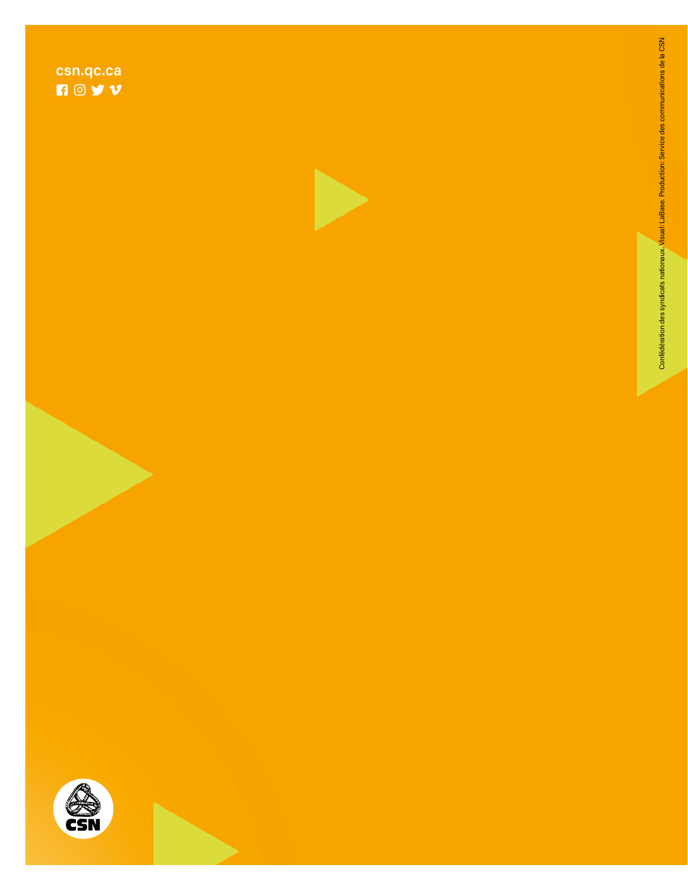csn.qc.ca

Confédération des syndicats nationaux. Visual: LaBase. Production: Service des communications de la CSN

CSN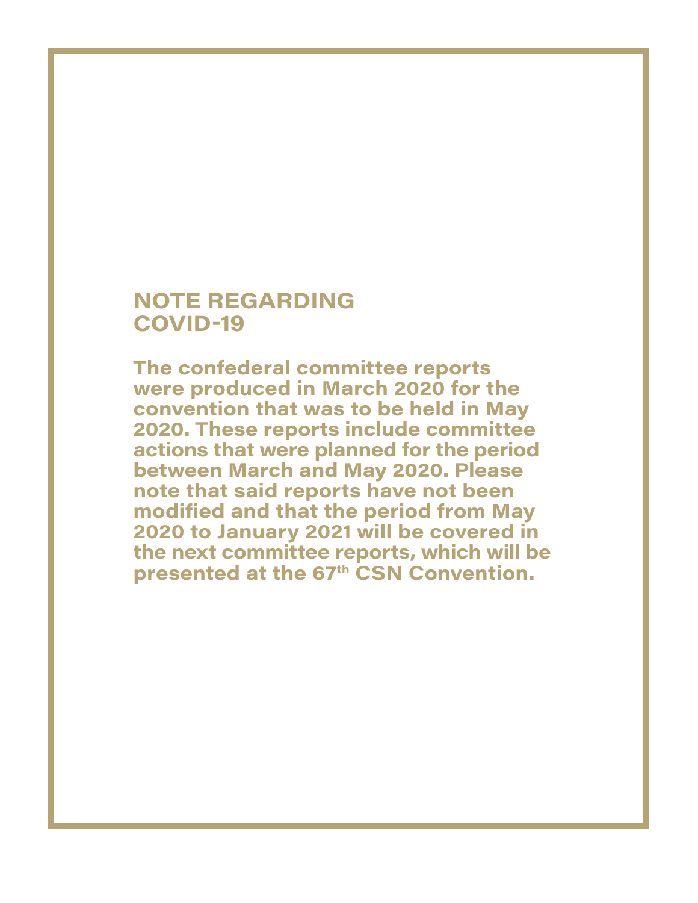## NOTE REGARDING COVID-19

**The confederal committee reports were produced in March 2020 for the convention that was to be held in May 2020. These reports include committee actions that were planned for the period between March and May 2020. Please note that said reports have not been modified and that the period from May 2020 to January 2021 will be covered in the next committee reports, which will be presented at the 67th CSN Convention.**